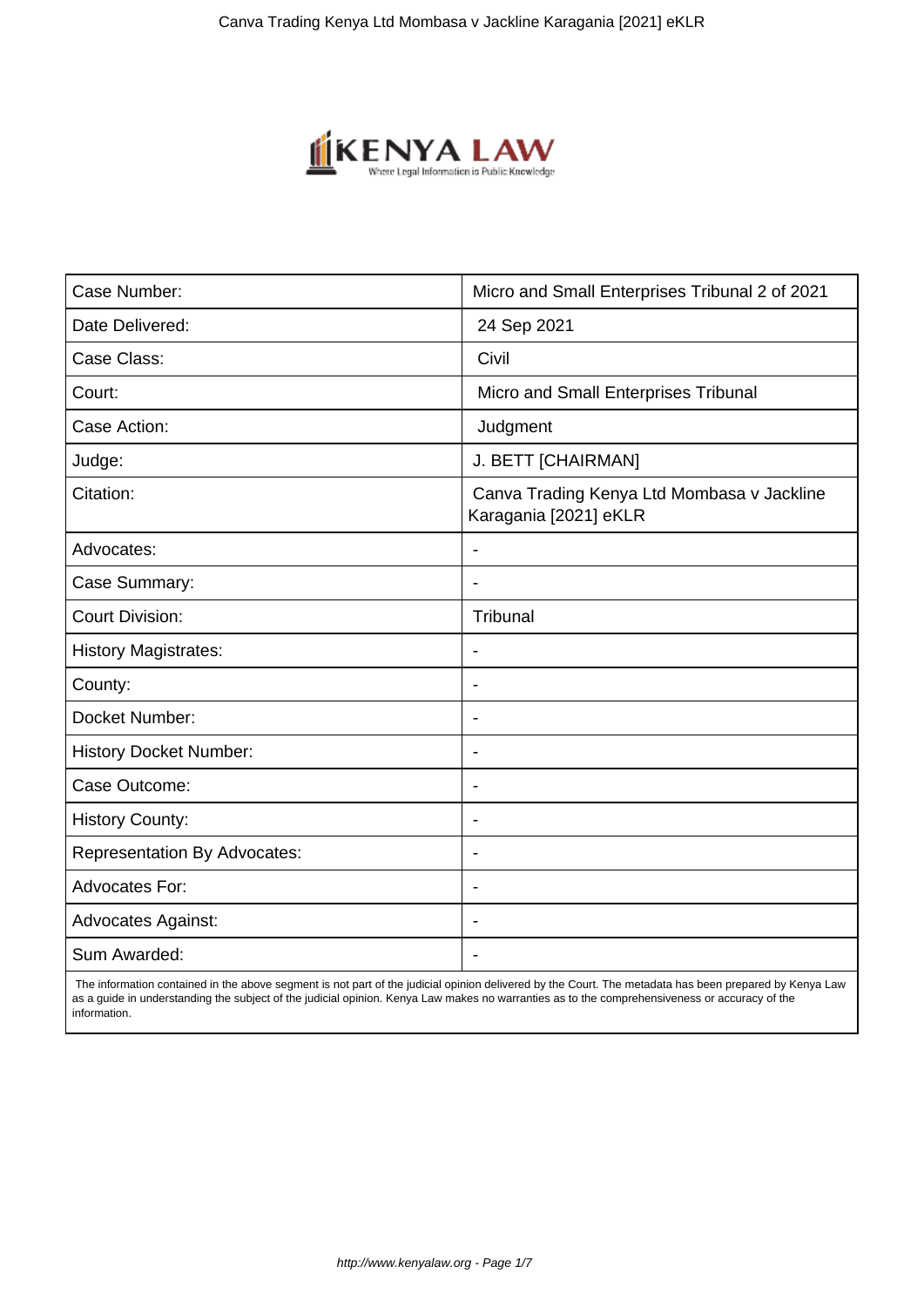| Case Number: | Micro and Small Enterprises Tribunal 2 of 2021 |
|---|---|
| Date Delivered: | 24 Sep 2021 |
| Case Class: | Civil |
| Court: | Micro and Small Enterprises Tribunal |
| Case Action: | Judgment |
| Judge: | J. BETT [CHAIRMAN] |
| Citation: | Canva Trading Kenya Ltd Mombasa v Jackline Karagania [2021] eKLR |
| Advocates: | - |
| Case Summary: | - |
| Court Division: | Tribunal |
| History Magistrates: | - |
| County: | - |
| Docket Number: | - |
| History Docket Number: | - |
| Case Outcome: | - |
| History County: | - |
| Representation By Advocates: | - |
| Advocates For: | - |
| Advocates Against: | - |
| Sum Awarded: | - |

The information contained in the above segment is not part of the judicial opinion delivered by the Court. The metadata has been prepared by Kenya Law as a guide in understanding the subject of the judicial opinion. Kenya Law makes no warranties as to the comprehensiveness or accuracy of the information.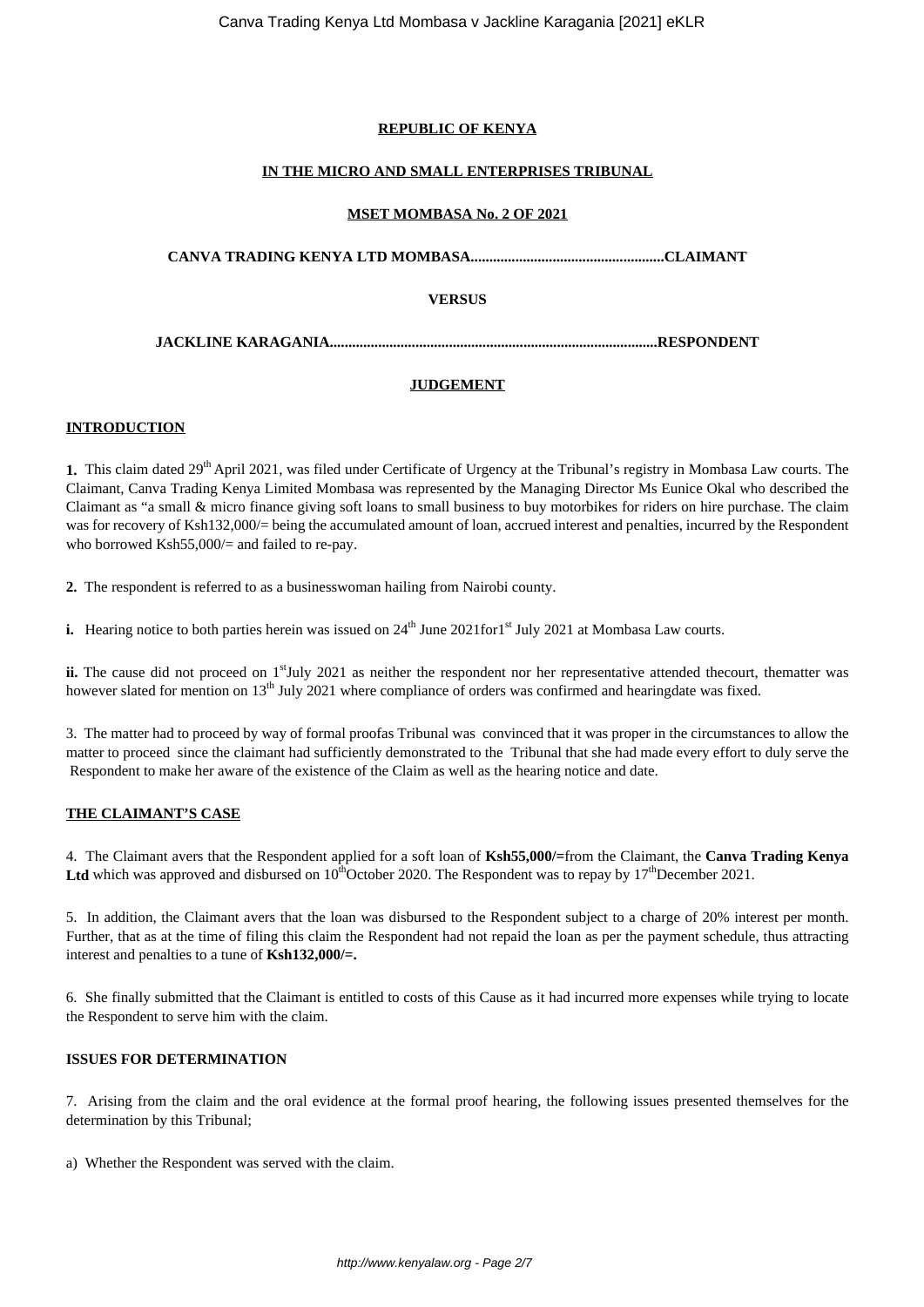**REPUBLIC OF KENYA**

**IN THE MICRO AND SMALL ENTERPRISES TRIBUNAL**

**MSET MOMBASA No. 2 OF 2021**

**CANVA TRADING KENYA LTD MOMBASA...................................................CLAIMANT**

**VERSUS**

**JACKLINE KARAGANIA.......................................................................................RESPONDENT**

**JUDGEMENT**

**INTRODUCTION**

**1.** This claim dated 29th April 2021, was filed under Certificate of Urgency at the Tribunal's registry in Mombasa Law courts. The Claimant, Canva Trading Kenya Limited Mombasa was represented by the Managing Director Ms Eunice Okal who described the Claimant as "a small & micro finance giving soft loans to small business to buy motorbikes for riders on hire purchase. The claim was for recovery of Ksh132,000/= being the accumulated amount of loan, accrued interest and penalties, incurred by the Respondent who borrowed Ksh55,000/= and failed to re-pay.

**2.** The respondent is referred to as a businesswoman hailing from Nairobi county.

**i.** Hearing notice to both parties herein was issued on 24th June 2021for1st July 2021 at Mombasa Law courts.

**ii.** The cause did not proceed on 1stJuly 2021 as neither the respondent nor her representative attended thecourt, thematter was however slated for mention on 13th July 2021 where compliance of orders was confirmed and hearingdate was fixed.

3. The matter had to proceed by way of formal proofas Tribunal was convinced that it was proper in the circumstances to allow the matter to proceed since the claimant had sufficiently demonstrated to the Tribunal that she had made every effort to duly serve the Respondent to make her aware of the existence of the Claim as well as the hearing notice and date.

**THE CLAIMANT'S CASE**

4. The Claimant avers that the Respondent applied for a soft loan of **Ksh55,000/=**from the Claimant, the **Canva Trading Kenya Ltd** which was approved and disbursed on 10thOctober 2020. The Respondent was to repay by 17thDecember 2021.

5. In addition, the Claimant avers that the loan was disbursed to the Respondent subject to a charge of 20% interest per month. Further, that as at the time of filing this claim the Respondent had not repaid the loan as per the payment schedule, thus attracting interest and penalties to a tune of **Ksh132,000/=.**

6. She finally submitted that the Claimant is entitled to costs of this Cause as it had incurred more expenses while trying to locate the Respondent to serve him with the claim.

**ISSUES FOR DETERMINATION**

7. Arising from the claim and the oral evidence at the formal proof hearing, the following issues presented themselves for the determination by this Tribunal;

a) Whether the Respondent was served with the claim.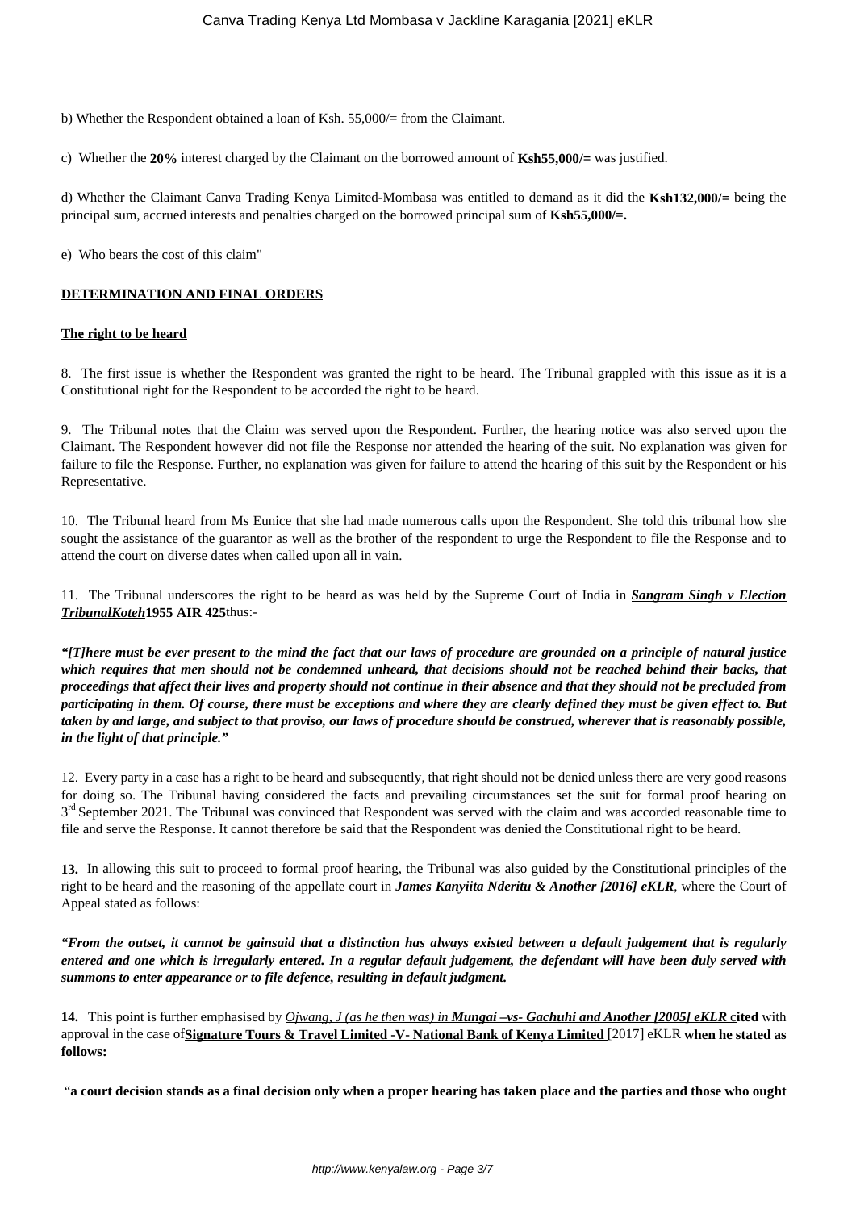b) Whether the Respondent obtained a loan of Ksh. 55,000/= from the Claimant.

c) Whether the **20%** interest charged by the Claimant on the borrowed amount of **Ksh55,000/=** was justified.

d) Whether the Claimant Canva Trading Kenya Limited-Mombasa was entitled to demand as it did the **Ksh132,000/=** being the principal sum, accrued interests and penalties charged on the borrowed principal sum of **Ksh55,000/=.**

e) Who bears the cost of this claim"

**DETERMINATION AND FINAL ORDERS**

**The right to be heard**

8. The first issue is whether the Respondent was granted the right to be heard. The Tribunal grappled with this issue as it is a Constitutional right for the Respondent to be accorded the right to be heard.

9. The Tribunal notes that the Claim was served upon the Respondent. Further, the hearing notice was also served upon the Claimant. The Respondent however did not file the Response nor attended the hearing of the suit. No explanation was given for failure to file the Response. Further, no explanation was given for failure to attend the hearing of this suit by the Respondent or his Representative.

10. The Tribunal heard from Ms Eunice that she had made numerous calls upon the Respondent. She told this tribunal how she sought the assistance of the guarantor as well as the brother of the respondent to urge the Respondent to file the Response and to attend the court on diverse dates when called upon all in vain.

11. The Tribunal underscores the right to be heard as was held by the Supreme Court of India in ***Sangram Singh v Election TribunalKoteh*** **1955 AIR 425** thus:-

***"[T]here must be ever present to the mind the fact that our laws of procedure are grounded on a principle of natural justice which requires that men should not be condemned unheard, that decisions should not be reached behind their backs, that proceedings that affect their lives and property should not continue in their absence and that they should not be precluded from participating in them. Of course, there must be exceptions and where they are clearly defined they must be given effect to. But taken by and large, and subject to that proviso, our laws of procedure should be construed, wherever that is reasonably possible, in the light of that principle."***

12. Every party in a case has a right to be heard and subsequently, that right should not be denied unless there are very good reasons for doing so. The Tribunal having considered the facts and prevailing circumstances set the suit for formal proof hearing on 3rd September 2021. The Tribunal was convinced that Respondent was served with the claim and was accorded reasonable time to file and serve the Response. It cannot therefore be said that the Respondent was denied the Constitutional right to be heard.

**13.** In allowing this suit to proceed to formal proof hearing, the Tribunal was also guided by the Constitutional principles of the right to be heard and the reasoning of the appellate court in ***James Kanyiita Nderitu & Another [2016] eKLR***, where the Court of Appeal stated as follows:

***"From the outset, it cannot be gainsaid that a distinction has always existed between a default judgement that is regularly entered and one which is irregularly entered. In a regular default judgement, the defendant will have been duly served with summons to enter appearance or to file defence, resulting in default judgment.***

**14.** This point is further emphasised by *Ojwang, J (as he then was) in* ***Mungai –vs- Gachuhi and Another [2005] eKLR*** **cited** with approval in the case of **Signature Tours & Travel Limited -V- National Bank of Kenya Limited** [2017] eKLR **when he stated as follows:**

"**a court decision stands as a final decision only when a proper hearing has taken place and the parties and those who ought**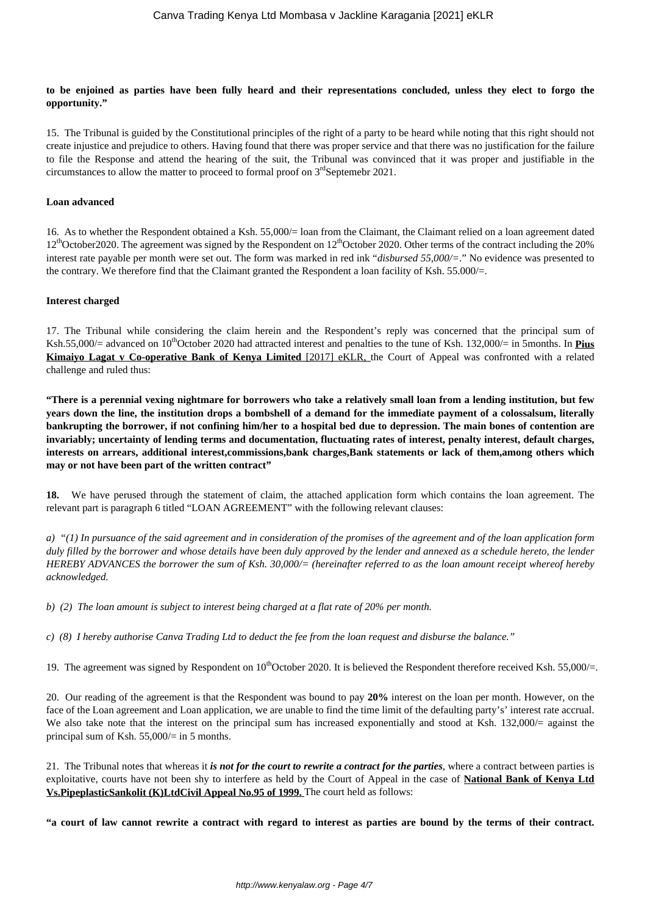**to be enjoined as parties have been fully heard and their representations concluded, unless they elect to forgo the opportunity."**

15. The Tribunal is guided by the Constitutional principles of the right of a party to be heard while noting that this right should not create injustice and prejudice to others. Having found that there was proper service and that there was no justification for the failure to file the Response and attend the hearing of the suit, the Tribunal was convinced that it was proper and justifiable in the circumstances to allow the matter to proceed to formal proof on 3rd Septemebr 2021.

**Loan advanced**

16. As to whether the Respondent obtained a Ksh. 55,000/= loan from the Claimant, the Claimant relied on a loan agreement dated 12th October2020. The agreement was signed by the Respondent on 12th October 2020. Other terms of the contract including the 20% interest rate payable per month were set out. The form was marked in red ink "*disbursed 55,000/=*." No evidence was presented to the contrary. We therefore find that the Claimant granted the Respondent a loan facility of Ksh. 55.000/=.

**Interest charged**

17. The Tribunal while considering the claim herein and the Respondent's reply was concerned that the principal sum of Ksh.55,000/= advanced on 10th October 2020 had attracted interest and penalties to the tune of Ksh. 132,000/= in 5months. In **Pius Kimaiyo Lagat v Co-operative Bank of Kenya Limited** [2017] eKLR, the Court of Appeal was confronted with a related challenge and ruled thus:

**"There is a perennial vexing nightmare for borrowers who take a relatively small loan from a lending institution, but few years down the line, the institution drops a bombshell of a demand for the immediate payment of a colossalsum, literally bankrupting the borrower, if not confining him/her to a hospital bed due to depression. The main bones of contention are invariably; uncertainty of lending terms and documentation, fluctuating rates of interest, penalty interest, default charges, interests on arrears, additional interest,commissions,bank charges,Bank statements or lack of them,among others which may or not have been part of the written contract"**

**18.** We have perused through the statement of claim, the attached application form which contains the loan agreement. The relevant part is paragraph 6 titled "LOAN AGREEMENT" with the following relevant clauses:

*a) "(1) In pursuance of the said agreement and in consideration of the promises of the agreement and of the loan application form duly filled by the borrower and whose details have been duly approved by the lender and annexed as a schedule hereto, the lender HEREBY ADVANCES the borrower the sum of Ksh. 30,000/= (hereinafter referred to as the loan amount receipt whereof hereby acknowledged.*

*b) (2) The loan amount is subject to interest being charged at a flat rate of 20% per month.*

*c) (8) I hereby authorise Canva Trading Ltd to deduct the fee from the loan request and disburse the balance."*

19. The agreement was signed by Respondent on 10th October 2020. It is believed the Respondent therefore received Ksh. 55,000/=.

20. Our reading of the agreement is that the Respondent was bound to pay **20%** interest on the loan per month. However, on the face of the Loan agreement and Loan application, we are unable to find the time limit of the defaulting party's' interest rate accrual. We also take note that the interest on the principal sum has increased exponentially and stood at Ksh. 132,000/= against the principal sum of Ksh. 55,000/= in 5 months.

21. The Tribunal notes that whereas it ***is not for the court to rewrite a contract for the parties***, where a contract between parties is exploitative, courts have not been shy to interfere as held by the Court of Appeal in the case of **National Bank of Kenya Ltd Vs.PipeplasticSankolit (K)LtdCivil Appeal No.95 of 1999.** The court held as follows:

**"a court of law cannot rewrite a contract with regard to interest as parties are bound by the terms of their contract.**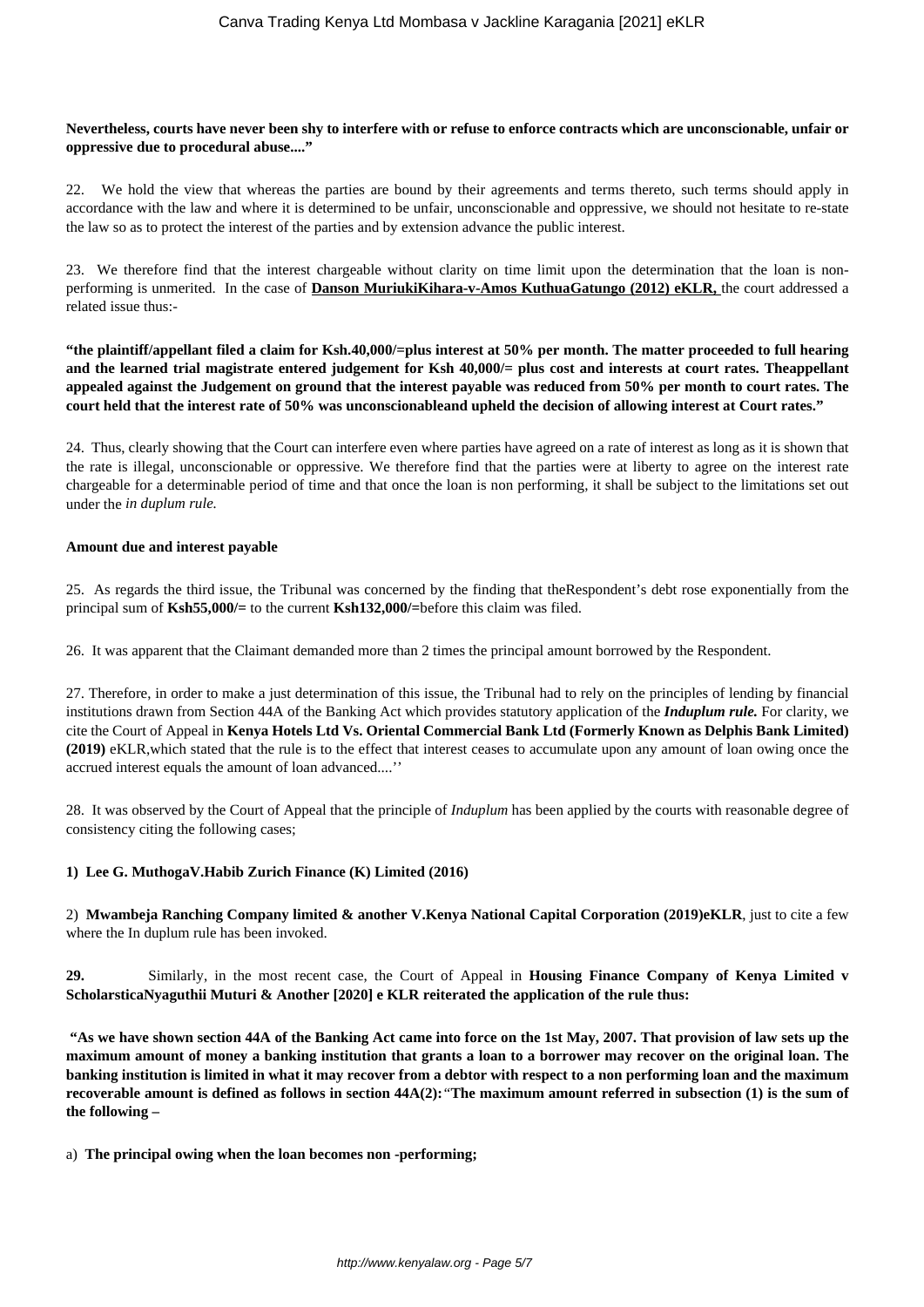**Nevertheless, courts have never been shy to interfere with or refuse to enforce contracts which are unconscionable, unfair or oppressive due to procedural abuse...."**

22. We hold the view that whereas the parties are bound by their agreements and terms thereto, such terms should apply in accordance with the law and where it is determined to be unfair, unconscionable and oppressive, we should not hesitate to re-state the law so as to protect the interest of the parties and by extension advance the public interest.

23. We therefore find that the interest chargeable without clarity on time limit upon the determination that the loan is non-performing is unmerited. In the case of **Danson MuriukiKihara-v-Amos KuthuaGatungo (2012) eKLR,** the court addressed a related issue thus:-

**"the plaintiff/appellant filed a claim for Ksh.40,000/=plus interest at 50% per month. The matter proceeded to full hearing and the learned trial magistrate entered judgement for Ksh 40,000/= plus cost and interests at court rates. Theappellant appealed against the Judgement on ground that the interest payable was reduced from 50% per month to court rates. The court held that the interest rate of 50% was unconscionableand upheld the decision of allowing interest at Court rates."**

24. Thus, clearly showing that the Court can interfere even where parties have agreed on a rate of interest as long as it is shown that the rate is illegal, unconscionable or oppressive. We therefore find that the parties were at liberty to agree on the interest rate chargeable for a determinable period of time and that once the loan is non performing, it shall be subject to the limitations set out under the *in duplum rule.*

**Amount due and interest payable**

25. As regards the third issue, the Tribunal was concerned by the finding that theRespondent's debt rose exponentially from the principal sum of **Ksh55,000/=** to the current **Ksh132,000/=**before this claim was filed.

26. It was apparent that the Claimant demanded more than 2 times the principal amount borrowed by the Respondent.

27. Therefore, in order to make a just determination of this issue, the Tribunal had to rely on the principles of lending by financial institutions drawn from Section 44A of the Banking Act which provides statutory application of the ***Induplum rule.*** For clarity, we cite the Court of Appeal in **Kenya Hotels Ltd Vs. Oriental Commercial Bank Ltd (Formerly Known as Delphis Bank Limited) (2019)** eKLR,which stated that the rule is to the effect that interest ceases to accumulate upon any amount of loan owing once the accrued interest equals the amount of loan advanced....''

28. It was observed by the Court of Appeal that the principle of *Induplum* has been applied by the courts with reasonable degree of consistency citing the following cases;

**1) Lee G. MuthogaV.Habib Zurich Finance (K) Limited (2016)**

2) **Mwambeja Ranching Company limited & another V.Kenya National Capital Corporation (2019)eKLR**, just to cite a few where the In duplum rule has been invoked.

**29.** Similarly, in the most recent case, the Court of Appeal in **Housing Finance Company of Kenya Limited v ScholarsticaNyaguthii Muturi & Another [2020] e KLR reiterated the application of the rule thus:**

**"As we have shown section 44A of the Banking Act came into force on the 1st May, 2007. That provision of law sets up the maximum amount of money a banking institution that grants a loan to a borrower may recover on the original loan. The banking institution is limited in what it may recover from a debtor with respect to a non performing loan and the maximum recoverable amount is defined as follows in section 44A(2):**"**The maximum amount referred in subsection (1) is the sum of the following –**

a) **The principal owing when the loan becomes non -performing;**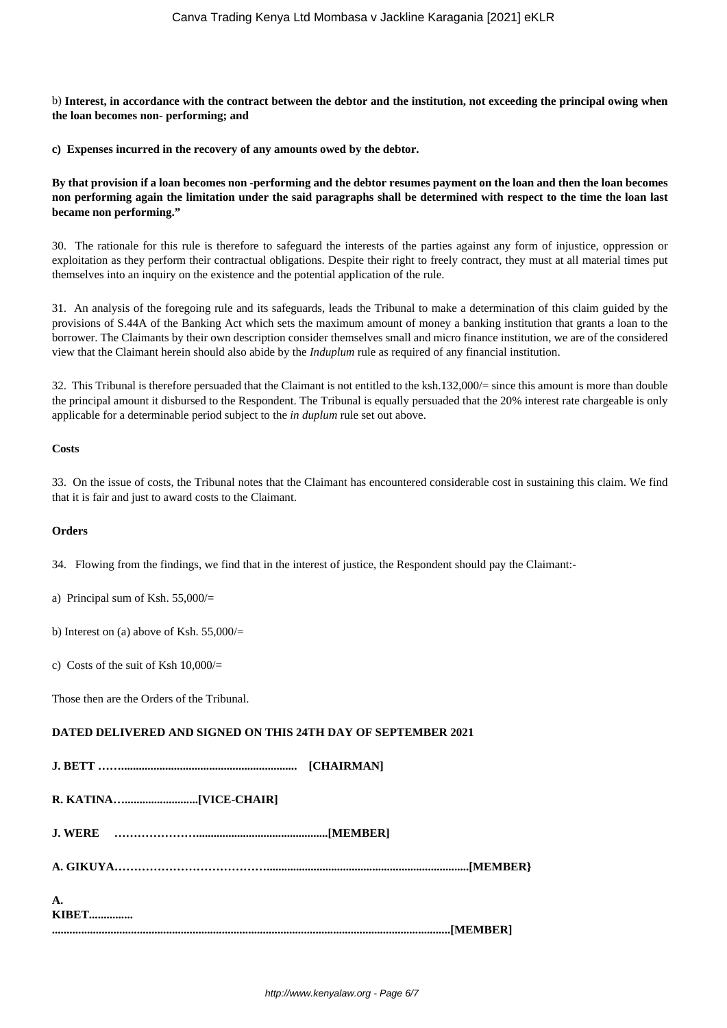b) **Interest, in accordance with the contract between the debtor and the institution, not exceeding the principal owing when the loan becomes non- performing; and**

**c) Expenses incurred in the recovery of any amounts owed by the debtor.**

**By that provision if a loan becomes non -performing and the debtor resumes payment on the loan and then the loan becomes non performing again the limitation under the said paragraphs shall be determined with respect to the time the loan last became non performing."**

30. The rationale for this rule is therefore to safeguard the interests of the parties against any form of injustice, oppression or exploitation as they perform their contractual obligations. Despite their right to freely contract, they must at all material times put themselves into an inquiry on the existence and the potential application of the rule.

31. An analysis of the foregoing rule and its safeguards, leads the Tribunal to make a determination of this claim guided by the provisions of S.44A of the Banking Act which sets the maximum amount of money a banking institution that grants a loan to the borrower. The Claimants by their own description consider themselves small and micro finance institution, we are of the considered view that the Claimant herein should also abide by the *Induplum* rule as required of any financial institution.

32. This Tribunal is therefore persuaded that the Claimant is not entitled to the ksh.132,000/= since this amount is more than double the principal amount it disbursed to the Respondent. The Tribunal is equally persuaded that the 20% interest rate chargeable is only applicable for a determinable period subject to the *in duplum* rule set out above.

**Costs**

33. On the issue of costs, the Tribunal notes that the Claimant has encountered considerable cost in sustaining this claim. We find that it is fair and just to award costs to the Claimant.

**Orders**

34. Flowing from the findings, we find that in the interest of justice, the Respondent should pay the Claimant:-

a) Principal sum of Ksh. 55,000/=

b) Interest on (a) above of Ksh. 55,000/=

c) Costs of the suit of Ksh 10,000/=

Those then are the Orders of the Tribunal.

**DATED DELIVERED AND SIGNED ON THIS 24TH DAY OF SEPTEMBER 2021**

**J. BETT ……............................................................ [CHAIRMAN]**

**R. KATINA….........................[VICE-CHAIR]**

**J. WERE ………………….........................................[MEMBER]**

**A. GIKUYA………………………………….....................................................................[MEMBER}**

**A. KIBET...............**
**...............................................................................................................................[MEMBER]**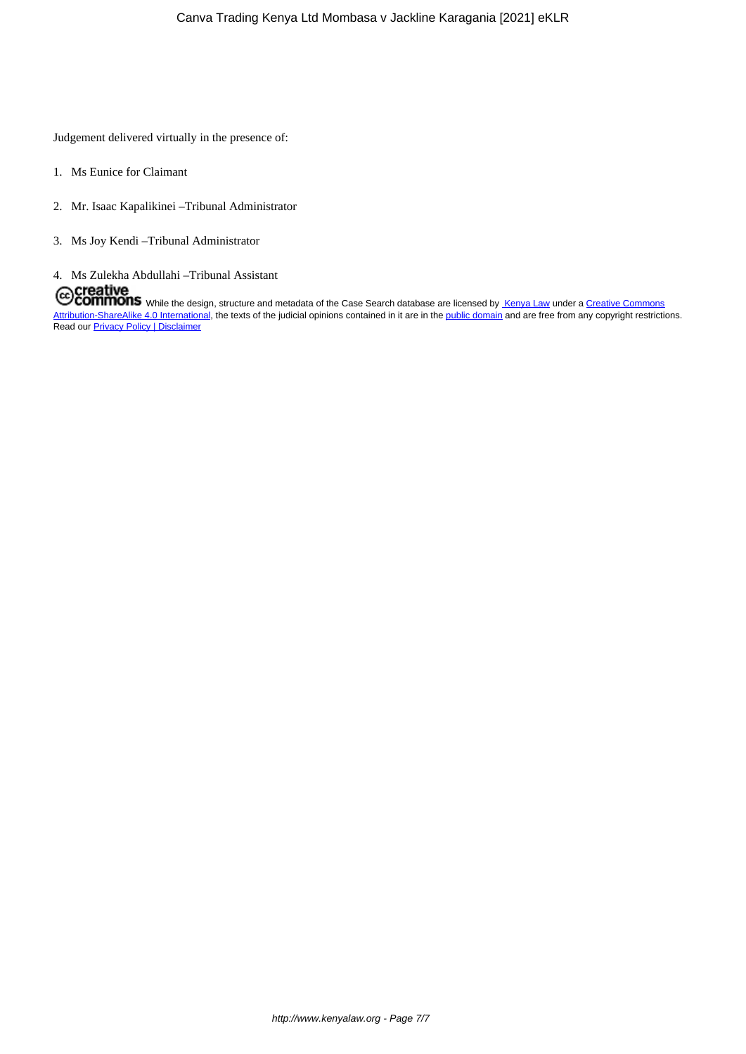Judgement delivered virtually in the presence of:

1. Ms Eunice for Claimant
2. Mr. Isaac Kapalikinei –Tribunal Administrator
3. Ms Joy Kendi –Tribunal Administrator
4. Ms Zulekha Abdullahi –Tribunal Assistant

While the design, structure and metadata of the Case Search database are licensed by Kenya Law under a Creative Commons Attribution-ShareAlike 4.0 International, the texts of the judicial opinions contained in it are in the public domain and are free from any copyright restrictions. Read our Privacy Policy | Disclaimer